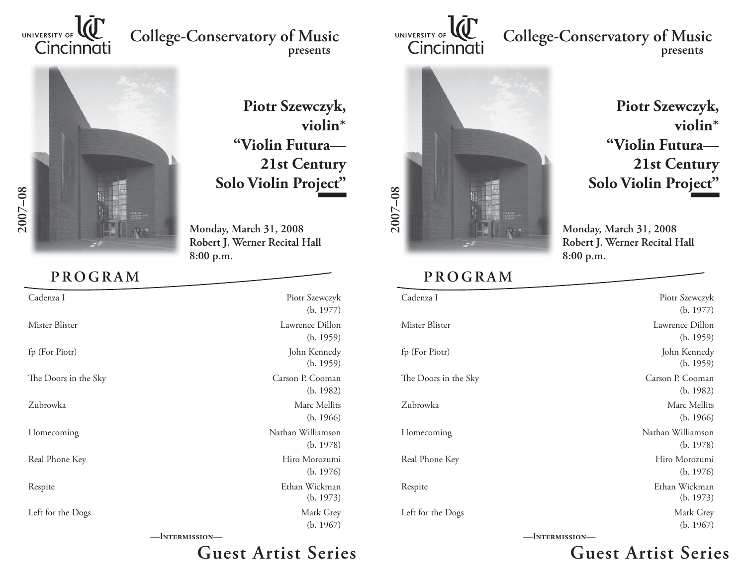University of Cincinnati

# College-Conservatory of Music presents

2007–08

## Piotr Szewczyk, violin*
## "Violin Futura—21st Century Solo Violin Project"

**Monday, March 31, 2008**
**Robert J. Werner Recital Hall**
**8:00 p.m.**

## PROGRAM

| | |
|---|---|
| Cadenza I | Piotr Szewczyk (b. 1977) |
| Mister Blister | Lawrence Dillon (b. 1959) |
| fp (For Piotr) | John Kennedy (b. 1959) |
| The Doors in the Sky | Carson P. Cooman (b. 1982) |
| Zubrowka | Marc Mellits (b. 1966) |
| Homecoming | Nathan Williamson (b. 1978) |
| Real Phone Key | Hiro Morozumi (b. 1976) |
| Respite | Ethan Wickman (b. 1973) |
| Left for the Dogs | Mark Grey (b. 1967) |

—Intermission—

## Guest Artist Series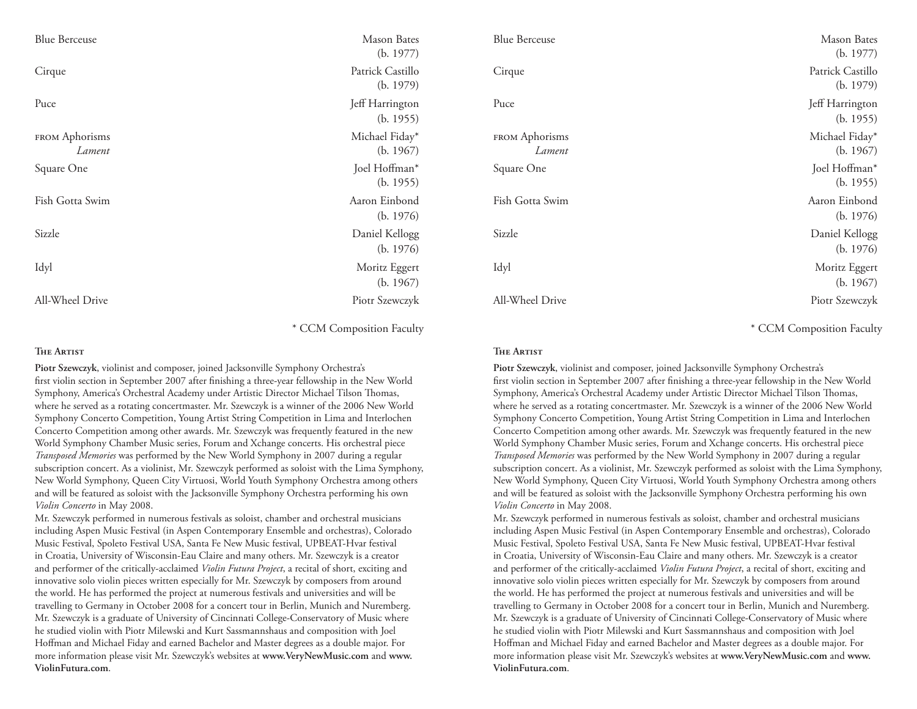| | |
|---|---|
| Blue Berceuse | Mason Bates (b. 1977) |
| Cirque | Patrick Castillo (b. 1979) |
| Puce | Jeff Harrington (b. 1955) |
| FROM Aphorisms *Lament* | Michael Fiday* (b. 1967) |
| Square One | Joel Hoffman* (b. 1955) |
| Fish Gotta Swim | Aaron Einbond (b. 1976) |
| Sizzle | Daniel Kellogg (b. 1976) |
| Idyl | Moritz Eggert (b. 1967) |
| All-Wheel Drive | Piotr Szewczyk |

* CCM Composition Faculty

### The Artist

**Piotr Szewczyk**, violinist and composer, joined Jacksonville Symphony Orchestra's first violin section in September 2007 after finishing a three-year fellowship in the New World Symphony, America's Orchestral Academy under Artistic Director Michael Tilson Thomas, where he served as a rotating concertmaster. Mr. Szewczyk is a winner of the 2006 New World Symphony Concerto Competition, Young Artist String Competition in Lima and Interlochen Concerto Competition among other awards. Mr. Szewczyk was frequently featured in the new World Symphony Chamber Music series, Forum and Xchange concerts. His orchestral piece *Transposed Memories* was performed by the New World Symphony in 2007 during a regular subscription concert. As a violinist, Mr. Szewczyk performed as soloist with the Lima Symphony, New World Symphony, Queen City Virtuosi, World Youth Symphony Orchestra among others and will be featured as soloist with the Jacksonville Symphony Orchestra performing his own *Violin Concerto* in May 2008.

Mr. Szewczyk performed in numerous festivals as soloist, chamber and orchestral musicians including Aspen Music Festival (in Aspen Contemporary Ensemble and orchestras), Colorado Music Festival, Spoleto Festival USA, Santa Fe New Music festival, UPBEAT-Hvar festival in Croatia, University of Wisconsin-Eau Claire and many others. Mr. Szewczyk is a creator and performer of the critically-acclaimed *Violin Futura Project*, a recital of short, exciting and innovative solo violin pieces written especially for Mr. Szewczyk by composers from around the world. He has performed the project at numerous festivals and universities and will be travelling to Germany in October 2008 for a concert tour in Berlin, Munich and Nuremberg. Mr. Szewczyk is a graduate of University of Cincinnati College-Conservatory of Music where he studied violin with Piotr Milewski and Kurt Sassmannshaus and composition with Joel Hoffman and Michael Fiday and earned Bachelor and Master degrees as a double major. For more information please visit Mr. Szewczyk's websites at **www.VeryNewMusic.com** and **www.ViolinFutura.com**.

| | |
|---|---|
| Blue Berceuse | Mason Bates (b. 1977) |
| Cirque | Patrick Castillo (b. 1979) |
| Puce | Jeff Harrington (b. 1955) |
| FROM Aphorisms *Lament* | Michael Fiday* (b. 1967) |
| Square One | Joel Hoffman* (b. 1955) |
| Fish Gotta Swim | Aaron Einbond (b. 1976) |
| Sizzle | Daniel Kellogg (b. 1976) |
| Idyl | Moritz Eggert (b. 1967) |
| All-Wheel Drive | Piotr Szewczyk |

* CCM Composition Faculty

### The Artist

**Piotr Szewczyk**, violinist and composer, joined Jacksonville Symphony Orchestra's first violin section in September 2007 after finishing a three-year fellowship in the New World Symphony, America's Orchestral Academy under Artistic Director Michael Tilson Thomas, where he served as a rotating concertmaster. Mr. Szewczyk is a winner of the 2006 New World Symphony Concerto Competition, Young Artist String Competition in Lima and Interlochen Concerto Competition among other awards. Mr. Szewczyk was frequently featured in the new World Symphony Chamber Music series, Forum and Xchange concerts. His orchestral piece *Transposed Memories* was performed by the New World Symphony in 2007 during a regular subscription concert. As a violinist, Mr. Szewczyk performed as soloist with the Lima Symphony, New World Symphony, Queen City Virtuosi, World Youth Symphony Orchestra among others and will be featured as soloist with the Jacksonville Symphony Orchestra performing his own *Violin Concerto* in May 2008.

Mr. Szewczyk performed in numerous festivals as soloist, chamber and orchestral musicians including Aspen Music Festival (in Aspen Contemporary Ensemble and orchestras), Colorado Music Festival, Spoleto Festival USA, Santa Fe New Music festival, UPBEAT-Hvar festival in Croatia, University of Wisconsin-Eau Claire and many others. Mr. Szewczyk is a creator and performer of the critically-acclaimed *Violin Futura Project*, a recital of short, exciting and innovative solo violin pieces written especially for Mr. Szewczyk by composers from around the world. He has performed the project at numerous festivals and universities and will be travelling to Germany in October 2008 for a concert tour in Berlin, Munich and Nuremberg. Mr. Szewczyk is a graduate of University of Cincinnati College-Conservatory of Music where he studied violin with Piotr Milewski and Kurt Sassmannshaus and composition with Joel Hoffman and Michael Fiday and earned Bachelor and Master degrees as a double major. For more information please visit Mr. Szewczyk's websites at **www.VeryNewMusic.com** and **www.ViolinFutura.com**.